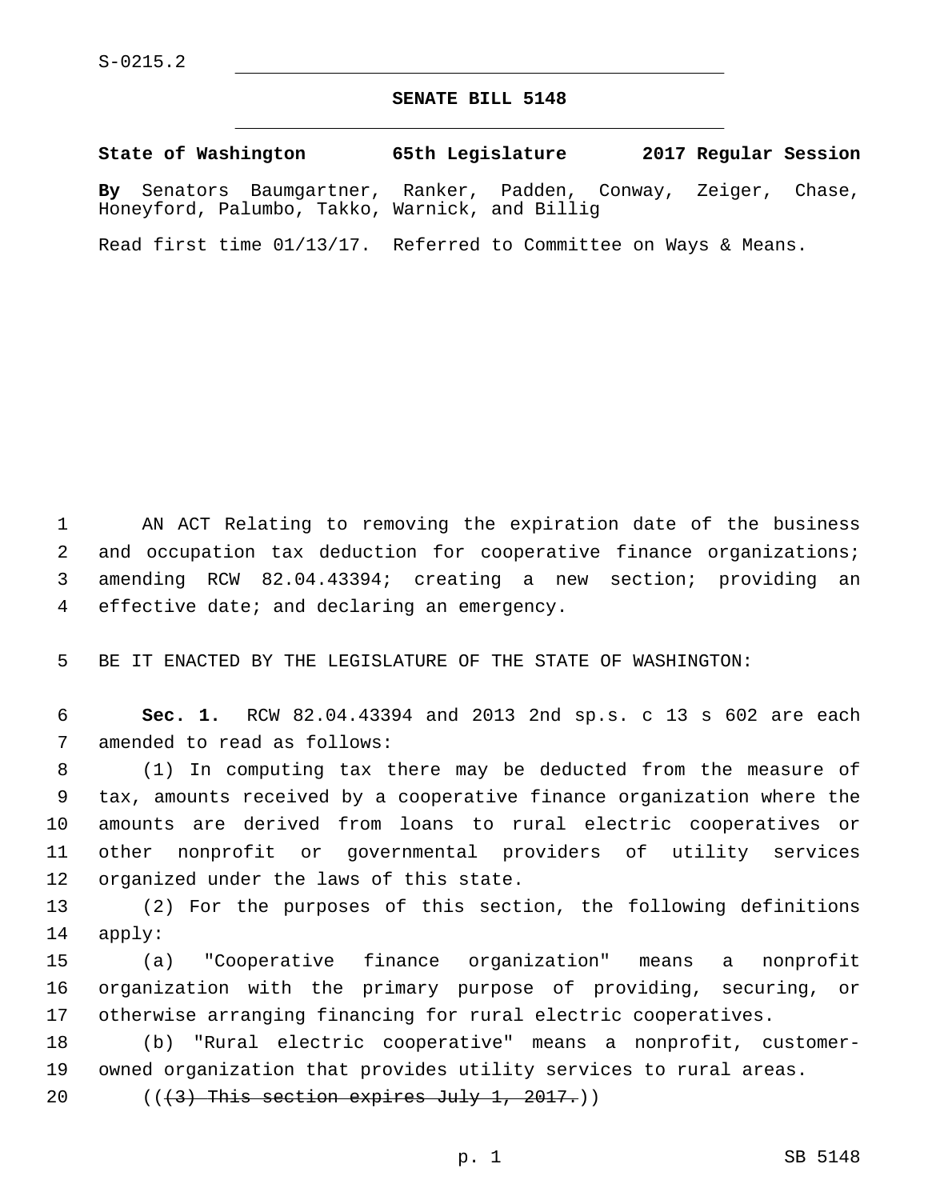S-0215.2

# SENATE BILL 5148

**State of Washington 65th Legislature 2017 Regular Session**

**By** Senators Baumgartner, Ranker, Padden, Conway, Zeiger, Chase, Honeyford, Palumbo, Takko, Warnick, and Billig

Read first time 01/13/17. Referred to Committee on Ways & Means.

AN ACT Relating to removing the expiration date of the business and occupation tax deduction for cooperative finance organizations; amending RCW 82.04.43394; creating a new section; providing an effective date; and declaring an emergency.

BE IT ENACTED BY THE LEGISLATURE OF THE STATE OF WASHINGTON:

**Sec. 1.** RCW 82.04.43394 and 2013 2nd sp.s. c 13 s 602 are each amended to read as follows:

(1) In computing tax there may be deducted from the measure of tax, amounts received by a cooperative finance organization where the amounts are derived from loans to rural electric cooperatives or other nonprofit or governmental providers of utility services organized under the laws of this state.

(2) For the purposes of this section, the following definitions apply:

(a) "Cooperative finance organization" means a nonprofit organization with the primary purpose of providing, securing, or otherwise arranging financing for rural electric cooperatives.

(b) "Rural electric cooperative" means a nonprofit, customer-owned organization that provides utility services to rural areas.

((~~(3) This section expires July 1, 2017.~~))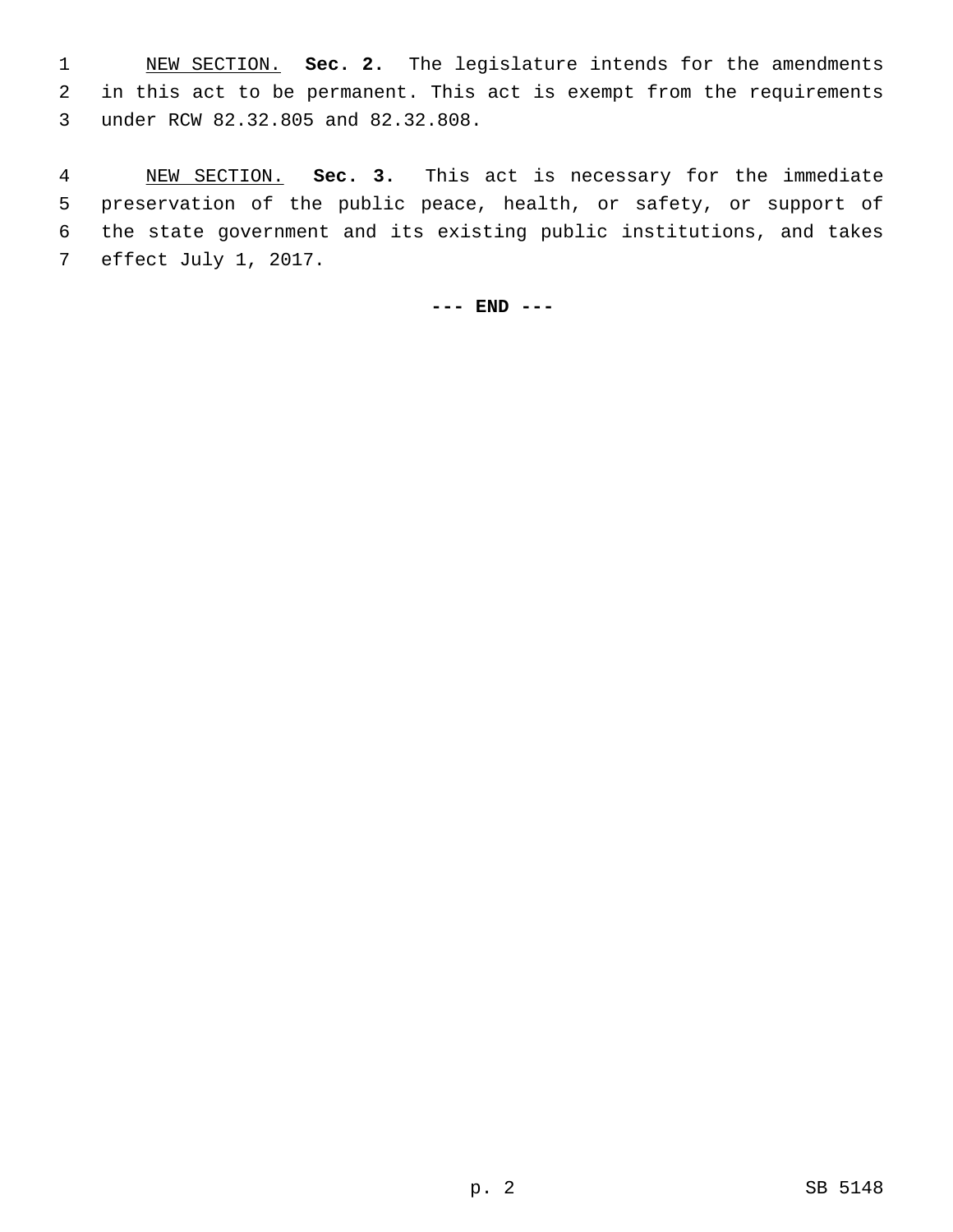NEW SECTION. **Sec. 2.** The legislature intends for the amendments in this act to be permanent. This act is exempt from the requirements under RCW 82.32.805 and 82.32.808.

NEW SECTION. **Sec. 3.** This act is necessary for the immediate preservation of the public peace, health, or safety, or support of the state government and its existing public institutions, and takes effect July 1, 2017.

**--- END ---**